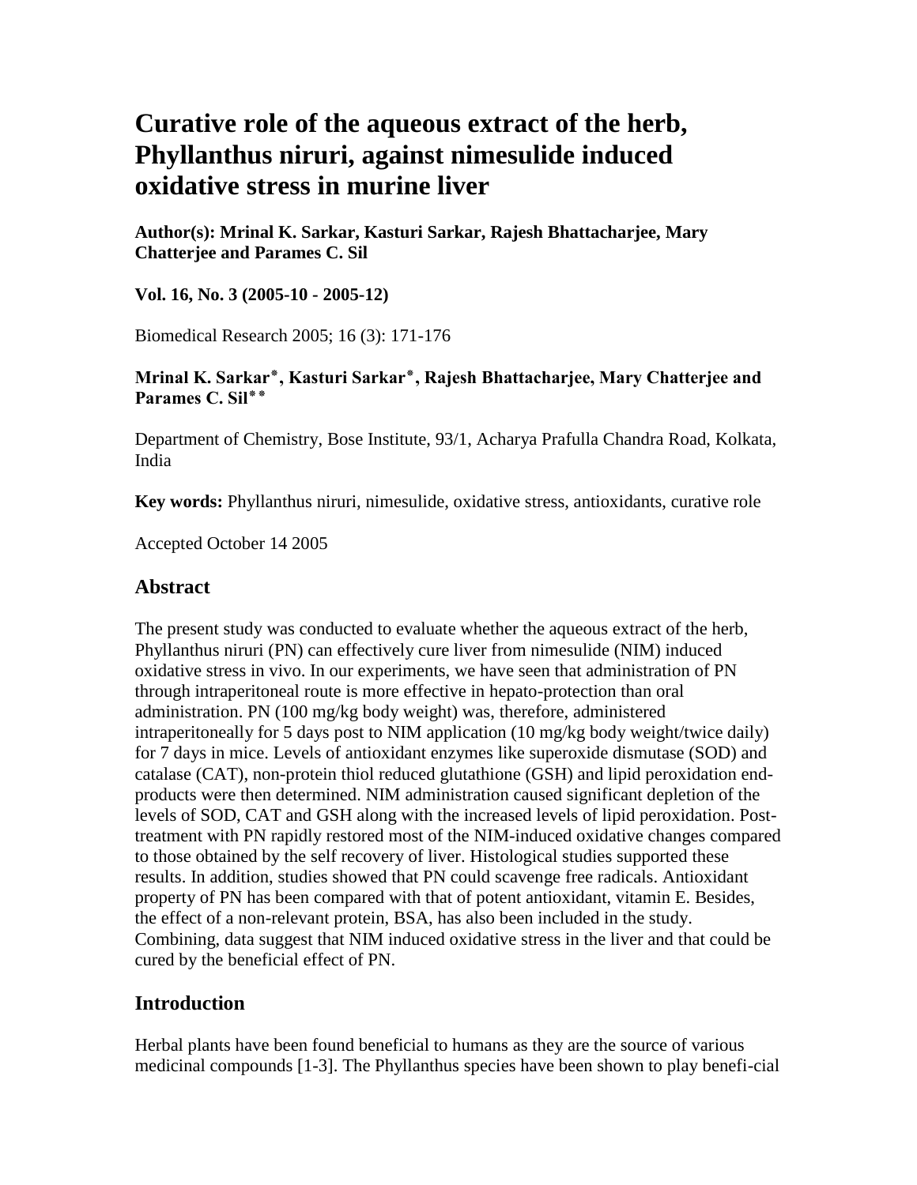# Curative role of the aqueous extract of the herb, Phyllanthus niruri, against nimesulide induced oxidative stress in murine liver

**Author(s): Mrinal K. Sarkar, Kasturi Sarkar, Rajesh Bhattacharjee, Mary Chatterjee and Parames C. Sil**

**Vol. 16, No. 3 (2005-10 - 2005-12)**

Biomedical Research 2005; 16 (3): 171-176

**Mrinal K. Sarkar*, Kasturi Sarkar*, Rajesh Bhattacharjee, Mary Chatterjee and Parames C. Sil****

Department of Chemistry, Bose Institute, 93/1, Acharya Prafulla Chandra Road, Kolkata, India

**Key words:** Phyllanthus niruri, nimesulide, oxidative stress, antioxidants, curative role

Accepted October 14 2005

## Abstract

The present study was conducted to evaluate whether the aqueous extract of the herb, Phyllanthus niruri (PN) can effectively cure liver from nimesulide (NIM) induced oxidative stress in vivo. In our experiments, we have seen that administration of PN through intraperitoneal route is more effective in hepato-protection than oral administration. PN (100 mg/kg body weight) was, therefore, administered intraperitoneally for 5 days post to NIM application (10 mg/kg body weight/twice daily) for 7 days in mice. Levels of antioxidant enzymes like superoxide dismutase (SOD) and catalase (CAT), non-protein thiol reduced glutathione (GSH) and lipid peroxidation end-products were then determined. NIM administration caused significant depletion of the levels of SOD, CAT and GSH along with the increased levels of lipid peroxidation. Post-treatment with PN rapidly restored most of the NIM-induced oxidative changes compared to those obtained by the self recovery of liver. Histological studies supported these results. In addition, studies showed that PN could scavenge free radicals. Antioxidant property of PN has been compared with that of potent antioxidant, vitamin E. Besides, the effect of a non-relevant protein, BSA, has also been included in the study. Combining, data suggest that NIM induced oxidative stress in the liver and that could be cured by the beneficial effect of PN.

## Introduction

Herbal plants have been found beneficial to humans as they are the source of various medicinal compounds [1-3]. The Phyllanthus species have been shown to play benefi-cial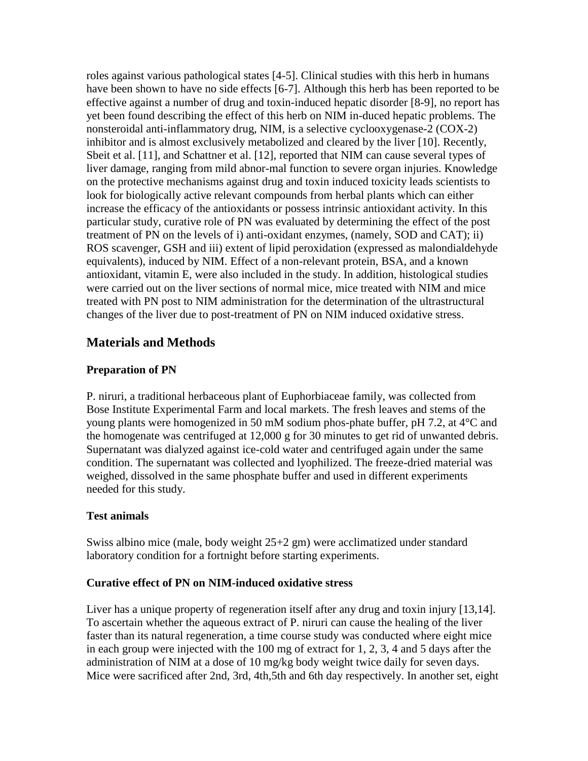roles against various pathological states [4-5]. Clinical studies with this herb in humans have been shown to have no side effects [6-7]. Although this herb has been reported to be effective against a number of drug and toxin-induced hepatic disorder [8-9], no report has yet been found describing the effect of this herb on NIM in-duced hepatic problems. The nonsteroidal anti-inflammatory drug, NIM, is a selective cyclooxygenase-2 (COX-2) inhibitor and is almost exclusively metabolized and cleared by the liver [10]. Recently, Sbeit et al. [11], and Schattner et al. [12], reported that NIM can cause several types of liver damage, ranging from mild abnor-mal function to severe organ injuries. Knowledge on the protective mechanisms against drug and toxin induced toxicity leads scientists to look for biologically active relevant compounds from herbal plants which can either increase the efficacy of the antioxidants or possess intrinsic antioxidant activity. In this particular study, curative role of PN was evaluated by determining the effect of the post treatment of PN on the levels of i) anti-oxidant enzymes, (namely, SOD and CAT); ii) ROS scavenger, GSH and iii) extent of lipid peroxidation (expressed as malondialdehyde equivalents), induced by NIM. Effect of a non-relevant protein, BSA, and a known antioxidant, vitamin E, were also included in the study. In addition, histological studies were carried out on the liver sections of normal mice, mice treated with NIM and mice treated with PN post to NIM administration for the determination of the ultrastructural changes of the liver due to post-treatment of PN on NIM induced oxidative stress.

## Materials and Methods

### Preparation of PN

P. niruri, a traditional herbaceous plant of Euphorbiaceae family, was collected from Bose Institute Experimental Farm and local markets. The fresh leaves and stems of the young plants were homogenized in 50 mM sodium phos-phate buffer, pH 7.2, at 4°C and the homogenate was centrifuged at 12,000 g for 30 minutes to get rid of unwanted debris. Supernatant was dialyzed against ice-cold water and centrifuged again under the same condition. The supernatant was collected and lyophilized. The freeze-dried material was weighed, dissolved in the same phosphate buffer and used in different experiments needed for this study.

### Test animals

Swiss albino mice (male, body weight 25+2 gm) were acclimatized under standard laboratory condition for a fortnight before starting experiments.

### Curative effect of PN on NIM-induced oxidative stress

Liver has a unique property of regeneration itself after any drug and toxin injury [13,14]. To ascertain whether the aqueous extract of P. niruri can cause the healing of the liver faster than its natural regeneration, a time course study was conducted where eight mice in each group were injected with the 100 mg of extract for 1, 2, 3, 4 and 5 days after the administration of NIM at a dose of 10 mg/kg body weight twice daily for seven days. Mice were sacrificed after 2nd, 3rd, 4th,5th and 6th day respectively. In another set, eight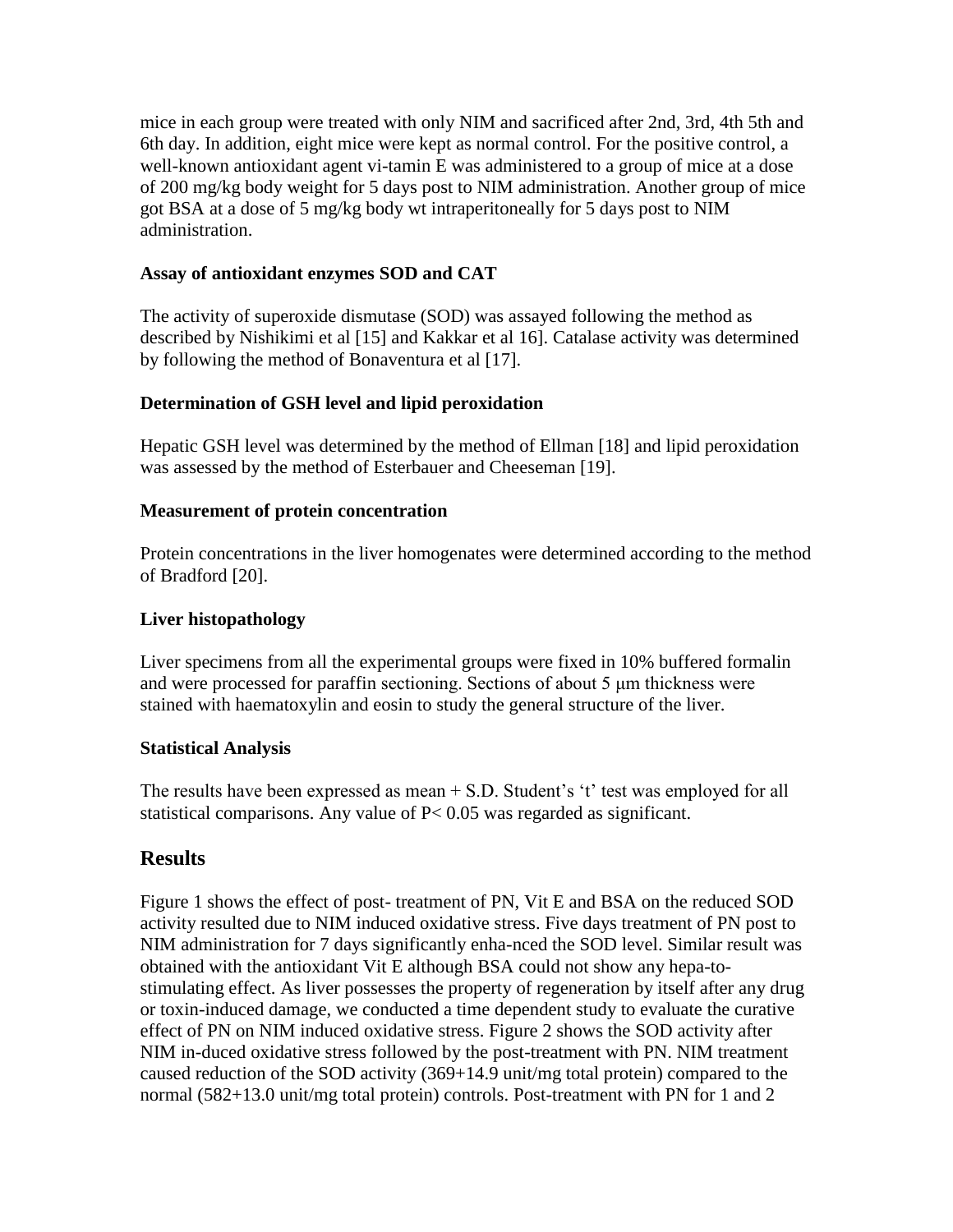mice in each group were treated with only NIM and sacrificed after 2nd, 3rd, 4th 5th and 6th day. In addition, eight mice were kept as normal control. For the positive control, a well-known antioxidant agent vi-tamin E was administered to a group of mice at a dose of 200 mg/kg body weight for 5 days post to NIM administration. Another group of mice got BSA at a dose of 5 mg/kg body wt intraperitoneally for 5 days post to NIM administration.

### Assay of antioxidant enzymes SOD and CAT

The activity of superoxide dismutase (SOD) was assayed following the method as described by Nishikimi et al [15] and Kakkar et al 16]. Catalase activity was determined by following the method of Bonaventura et al [17].

### Determination of GSH level and lipid peroxidation

Hepatic GSH level was determined by the method of Ellman [18] and lipid peroxidation was assessed by the method of Esterbauer and Cheeseman [19].

### Measurement of protein concentration

Protein concentrations in the liver homogenates were determined according to the method of Bradford [20].

### Liver histopathology

Liver specimens from all the experimental groups were fixed in 10% buffered formalin and were processed for paraffin sectioning. Sections of about 5 μm thickness were stained with haematoxylin and eosin to study the general structure of the liver.

### Statistical Analysis

The results have been expressed as mean + S.D. Student's 't' test was employed for all statistical comparisons. Any value of $P < 0.05$ was regarded as significant.

## Results

Figure 1 shows the effect of post- treatment of PN, Vit E and BSA on the reduced SOD activity resulted due to NIM induced oxidative stress. Five days treatment of PN post to NIM administration for 7 days significantly enha-nced the SOD level. Similar result was obtained with the antioxidant Vit E although BSA could not show any hepa-to-stimulating effect. As liver possesses the property of regeneration by itself after any drug or toxin-induced damage, we conducted a time dependent study to evaluate the curative effect of PN on NIM induced oxidative stress. Figure 2 shows the SOD activity after NIM in-duced oxidative stress followed by the post-treatment with PN. NIM treatment caused reduction of the SOD activity (369+14.9 unit/mg total protein) compared to the normal (582+13.0 unit/mg total protein) controls. Post-treatment with PN for 1 and 2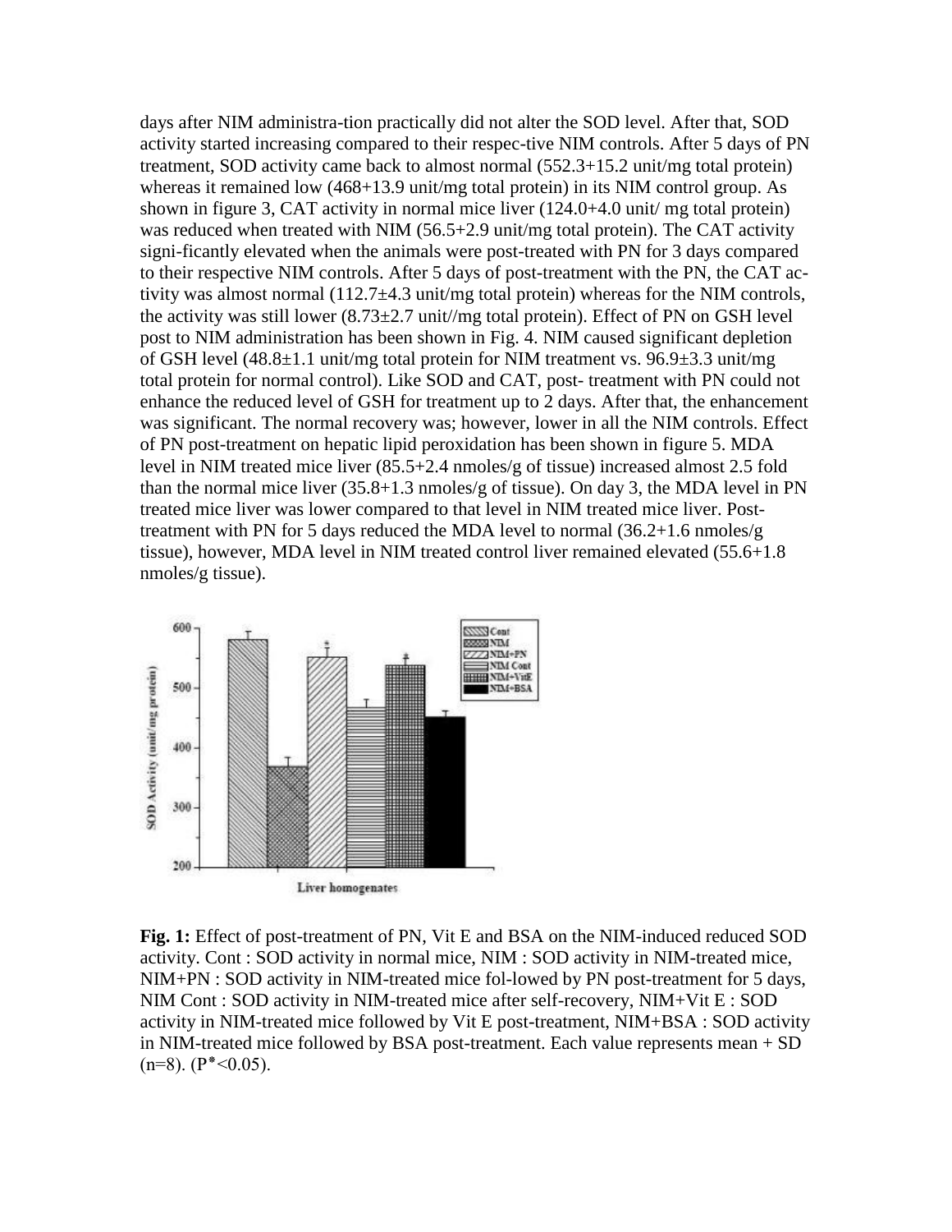days after NIM administra-tion practically did not alter the SOD level. After that, SOD activity started increasing compared to their respec-tive NIM controls. After 5 days of PN treatment, SOD activity came back to almost normal (552.3+15.2 unit/mg total protein) whereas it remained low (468+13.9 unit/mg total protein) in its NIM control group. As shown in figure 3, CAT activity in normal mice liver (124.0+4.0 unit/ mg total protein) was reduced when treated with NIM (56.5+2.9 unit/mg total protein). The CAT activity signi-ficantly elevated when the animals were post-treated with PN for 3 days compared to their respective NIM controls. After 5 days of post-treatment with the PN, the CAT ac-tivity was almost normal (112.7±4.3 unit/mg total protein) whereas for the NIM controls, the activity was still lower (8.73±2.7 unit//mg total protein). Effect of PN on GSH level post to NIM administration has been shown in Fig. 4. NIM caused significant depletion of GSH level (48.8±1.1 unit/mg total protein for NIM treatment vs. 96.9±3.3 unit/mg total protein for normal control). Like SOD and CAT, post- treatment with PN could not enhance the reduced level of GSH for treatment up to 2 days. After that, the enhancement was significant. The normal recovery was; however, lower in all the NIM controls. Effect of PN post-treatment on hepatic lipid peroxidation has been shown in figure 5. MDA level in NIM treated mice liver (85.5+2.4 nmoles/g of tissue) increased almost 2.5 fold than the normal mice liver (35.8+1.3 nmoles/g of tissue). On day 3, the MDA level in PN treated mice liver was lower compared to that level in NIM treated mice liver. Post-treatment with PN for 5 days reduced the MDA level to normal (36.2+1.6 nmoles/g tissue), however, MDA level in NIM treated control liver remained elevated (55.6+1.8 nmoles/g tissue).

**Fig. 1:** Effect of post-treatment of PN, Vit E and BSA on the NIM-induced reduced SOD activity. Cont : SOD activity in normal mice, NIM : SOD activity in NIM-treated mice, NIM+PN : SOD activity in NIM-treated mice fol-lowed by PN post-treatment for 5 days, NIM Cont : SOD activity in NIM-treated mice after self-recovery, NIM+Vit E : SOD activity in NIM-treated mice followed by Vit E post-treatment, NIM+BSA : SOD activity in NIM-treated mice followed by BSA post-treatment. Each value represents mean + SD (n=8). (P*<0.05).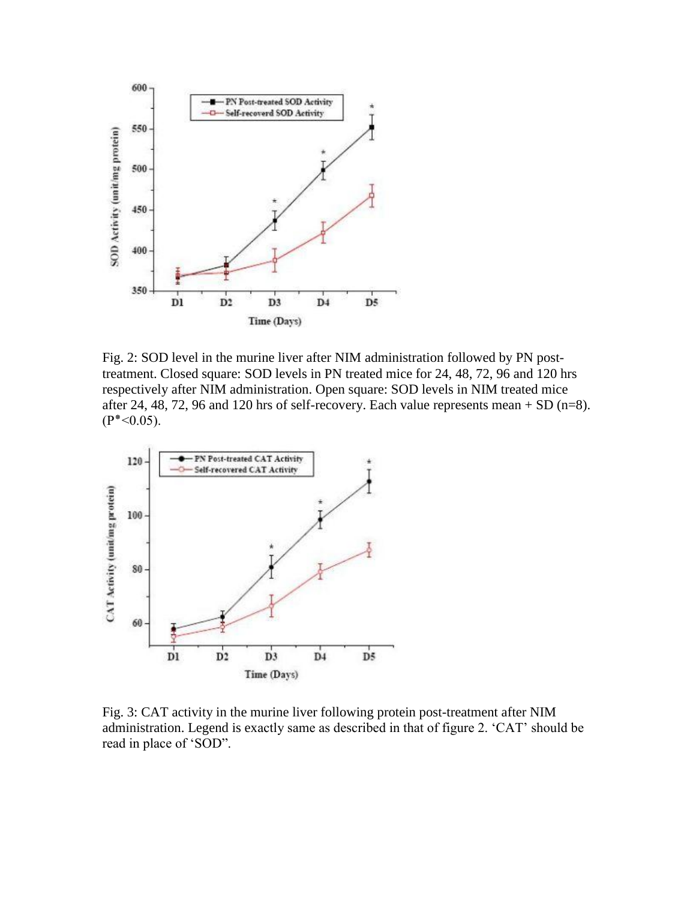Fig. 2: SOD level in the murine liver after NIM administration followed by PN post-treatment. Closed square: SOD levels in PN treated mice for 24, 48, 72, 96 and 120 hrs respectively after NIM administration. Open square: SOD levels in NIM treated mice after 24, 48, 72, 96 and 120 hrs of self-recovery. Each value represents mean + SD (n=8). ($P^* < 0.05$).

Fig. 3: CAT activity in the murine liver following protein post-treatment after NIM administration. Legend is exactly same as described in that of figure 2. 'CAT' should be read in place of 'SOD".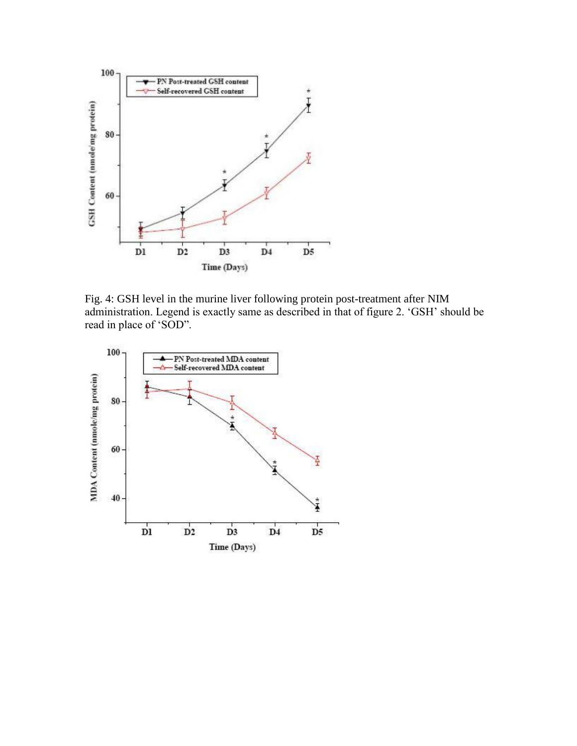Fig. 4: GSH level in the murine liver following protein post-treatment after NIM administration. Legend is exactly same as described in that of figure 2. 'GSH' should be read in place of 'SOD".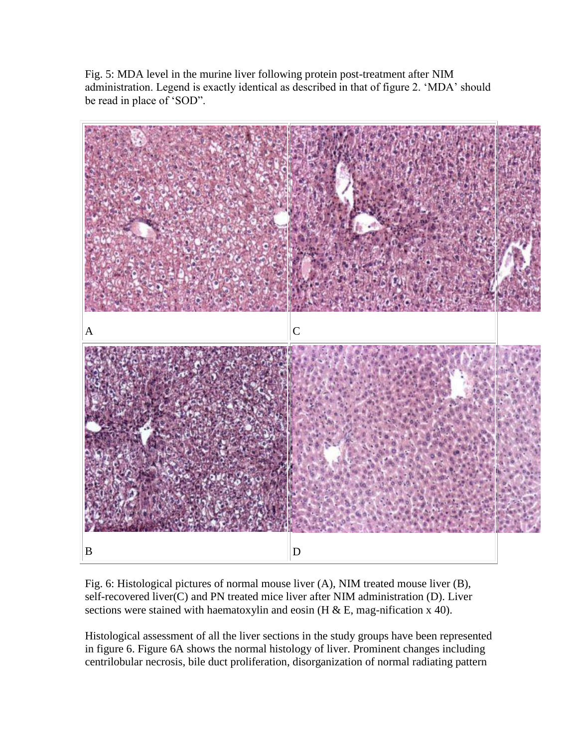Fig. 5: MDA level in the murine liver following protein post-treatment after NIM administration. Legend is exactly identical as described in that of figure 2. 'MDA' should be read in place of 'SOD".

Fig. 6: Histological pictures of normal mouse liver (A), NIM treated mouse liver (B), self-recovered liver(C) and PN treated mice liver after NIM administration (D). Liver sections were stained with haematoxylin and eosin (H & E, mag-nification x 40).

Histological assessment of all the liver sections in the study groups have been represented in figure 6. Figure 6A shows the normal histology of liver. Prominent changes including centrilobular necrosis, bile duct proliferation, disorganization of normal radiating pattern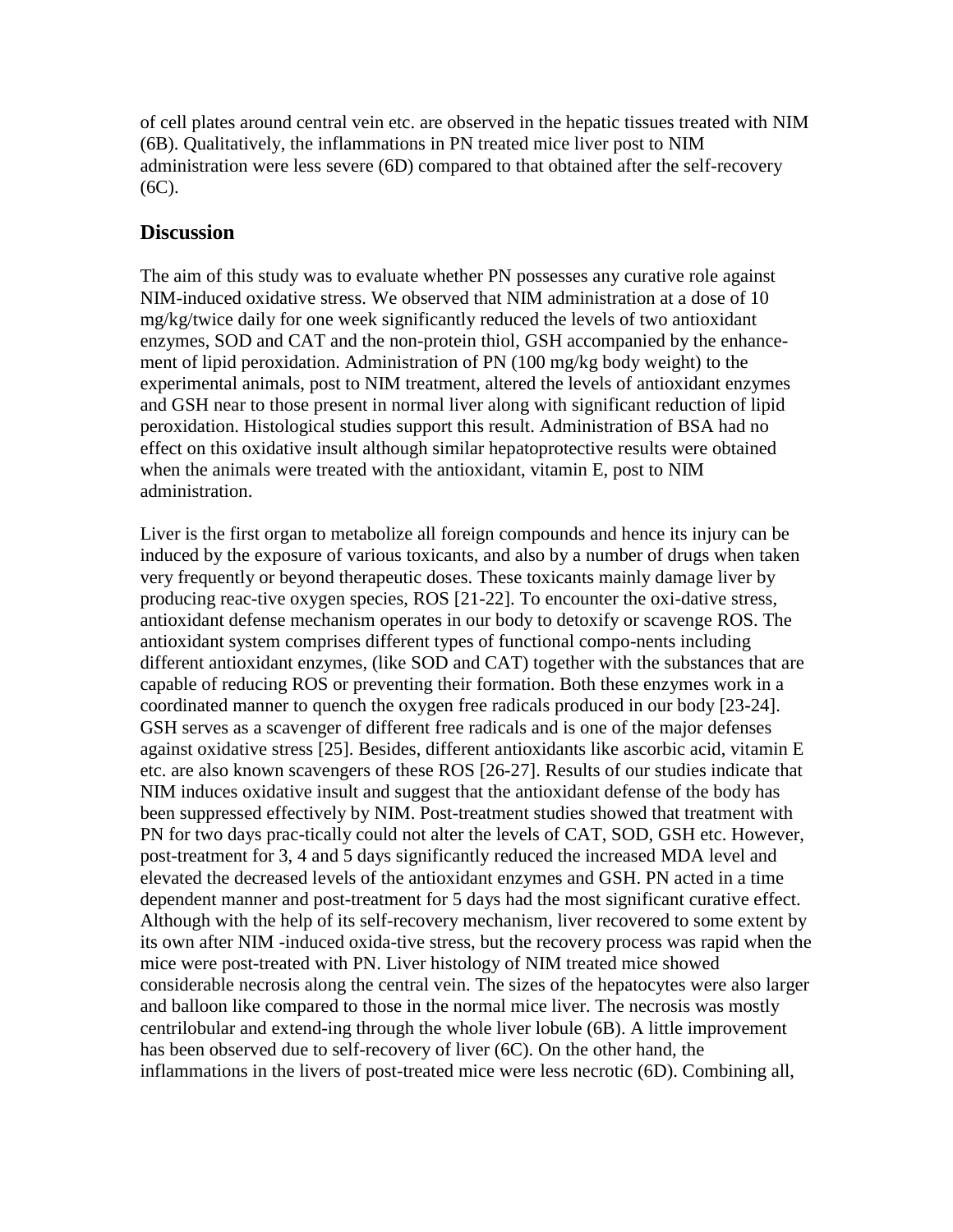of cell plates around central vein etc. are observed in the hepatic tissues treated with NIM (6B). Qualitatively, the inflammations in PN treated mice liver post to NIM administration were less severe (6D) compared to that obtained after the self-recovery (6C).

## Discussion

The aim of this study was to evaluate whether PN possesses any curative role against NIM-induced oxidative stress. We observed that NIM administration at a dose of 10 mg/kg/twice daily for one week significantly reduced the levels of two antioxidant enzymes, SOD and CAT and the non-protein thiol, GSH accompanied by the enhancement of lipid peroxidation. Administration of PN (100 mg/kg body weight) to the experimental animals, post to NIM treatment, altered the levels of antioxidant enzymes and GSH near to those present in normal liver along with significant reduction of lipid peroxidation. Histological studies support this result. Administration of BSA had no effect on this oxidative insult although similar hepatoprotective results were obtained when the animals were treated with the antioxidant, vitamin E, post to NIM administration.

Liver is the first organ to metabolize all foreign compounds and hence its injury can be induced by the exposure of various toxicants, and also by a number of drugs when taken very frequently or beyond therapeutic doses. These toxicants mainly damage liver by producing reac-tive oxygen species, ROS [21-22]. To encounter the oxi-dative stress, antioxidant defense mechanism operates in our body to detoxify or scavenge ROS. The antioxidant system comprises different types of functional compo-nents including different antioxidant enzymes, (like SOD and CAT) together with the substances that are capable of reducing ROS or preventing their formation. Both these enzymes work in a coordinated manner to quench the oxygen free radicals produced in our body [23-24]. GSH serves as a scavenger of different free radicals and is one of the major defenses against oxidative stress [25]. Besides, different antioxidants like ascorbic acid, vitamin E etc. are also known scavengers of these ROS [26-27]. Results of our studies indicate that NIM induces oxidative insult and suggest that the antioxidant defense of the body has been suppressed effectively by NIM. Post-treatment studies showed that treatment with PN for two days prac-tically could not alter the levels of CAT, SOD, GSH etc. However, post-treatment for 3, 4 and 5 days significantly reduced the increased MDA level and elevated the decreased levels of the antioxidant enzymes and GSH. PN acted in a time dependent manner and post-treatment for 5 days had the most significant curative effect. Although with the help of its self-recovery mechanism, liver recovered to some extent by its own after NIM -induced oxida-tive stress, but the recovery process was rapid when the mice were post-treated with PN. Liver histology of NIM treated mice showed considerable necrosis along the central vein. The sizes of the hepatocytes were also larger and balloon like compared to those in the normal mice liver. The necrosis was mostly centrilobular and extend-ing through the whole liver lobule (6B). A little improvement has been observed due to self-recovery of liver (6C). On the other hand, the inflammations in the livers of post-treated mice were less necrotic (6D). Combining all,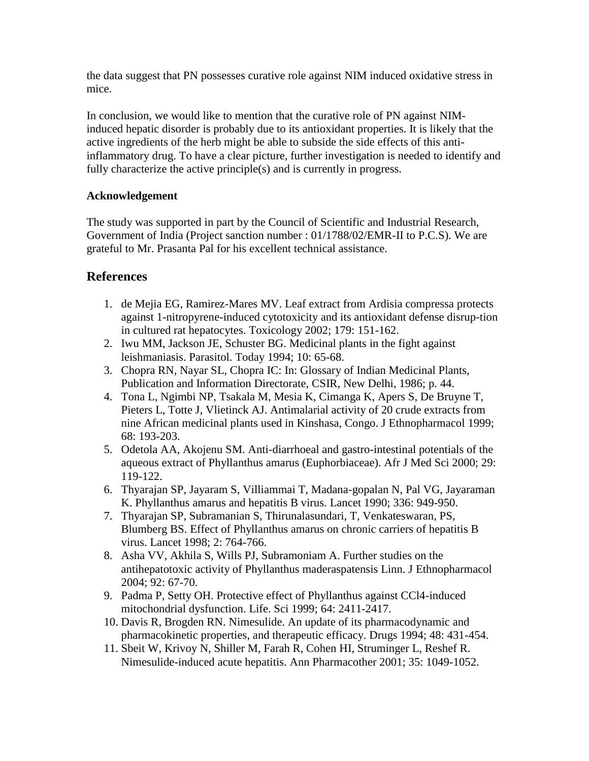the data suggest that PN possesses curative role against NIM induced oxidative stress in mice.

In conclusion, we would like to mention that the curative role of PN against NIM-induced hepatic disorder is probably due to its antioxidant properties. It is likely that the active ingredients of the herb might be able to subside the side effects of this anti-inflammatory drug. To have a clear picture, further investigation is needed to identify and fully characterize the active principle(s) and is currently in progress.

**Acknowledgement**

The study was supported in part by the Council of Scientific and Industrial Research, Government of India (Project sanction number : 01/1788/02/EMR-II to P.C.S). We are grateful to Mr. Prasanta Pal for his excellent technical assistance.

## References

1. de Mejia EG, Ramirez-Mares MV. Leaf extract from Ardisia compressa protects against 1-nitropyrene-induced cytotoxicity and its antioxidant defense disrup-tion in cultured rat hepatocytes. Toxicology 2002; 179: 151-162.
2. Iwu MM, Jackson JE, Schuster BG. Medicinal plants in the fight against leishmaniasis. Parasitol. Today 1994; 10: 65-68.
3. Chopra RN, Nayar SL, Chopra IC: In: Glossary of Indian Medicinal Plants, Publication and Information Directorate, CSIR, New Delhi, 1986; p. 44.
4. Tona L, Ngimbi NP, Tsakala M, Mesia K, Cimanga K, Apers S, De Bruyne T, Pieters L, Totte J, Vlietinck AJ. Antimalarial activity of 20 crude extracts from nine African medicinal plants used in Kinshasa, Congo. J Ethnopharmacol 1999; 68: 193-203.
5. Odetola AA, Akojenu SM. Anti-diarrhoeal and gastro-intestinal potentials of the aqueous extract of Phyllanthus amarus (Euphorbiaceae). Afr J Med Sci 2000; 29: 119-122.
6. Thyarajan SP, Jayaram S, Villiammai T, Madana-gopalan N, Pal VG, Jayaraman K. Phyllanthus amarus and hepatitis B virus. Lancet 1990; 336: 949-950.
7. Thyarajan SP, Subramanian S, Thirunalasundari, T, Venkateswaran, PS, Blumberg BS. Effect of Phyllanthus amarus on chronic carriers of hepatitis B virus. Lancet 1998; 2: 764-766.
8. Asha VV, Akhila S, Wills PJ, Subramoniam A. Further studies on the antihepatotoxic activity of Phyllanthus maderaspatensis Linn. J Ethnopharmacol 2004; 92: 67-70.
9. Padma P, Setty OH. Protective effect of Phyllanthus against CCl4-induced mitochondrial dysfunction. Life. Sci 1999; 64: 2411-2417.
10. Davis R, Brogden RN. Nimesulide. An update of its pharmacodynamic and pharmacokinetic properties, and therapeutic efficacy. Drugs 1994; 48: 431-454.
11. Sbeit W, Krivoy N, Shiller M, Farah R, Cohen HI, Struminger L, Reshef R. Nimesulide-induced acute hepatitis. Ann Pharmacother 2001; 35: 1049-1052.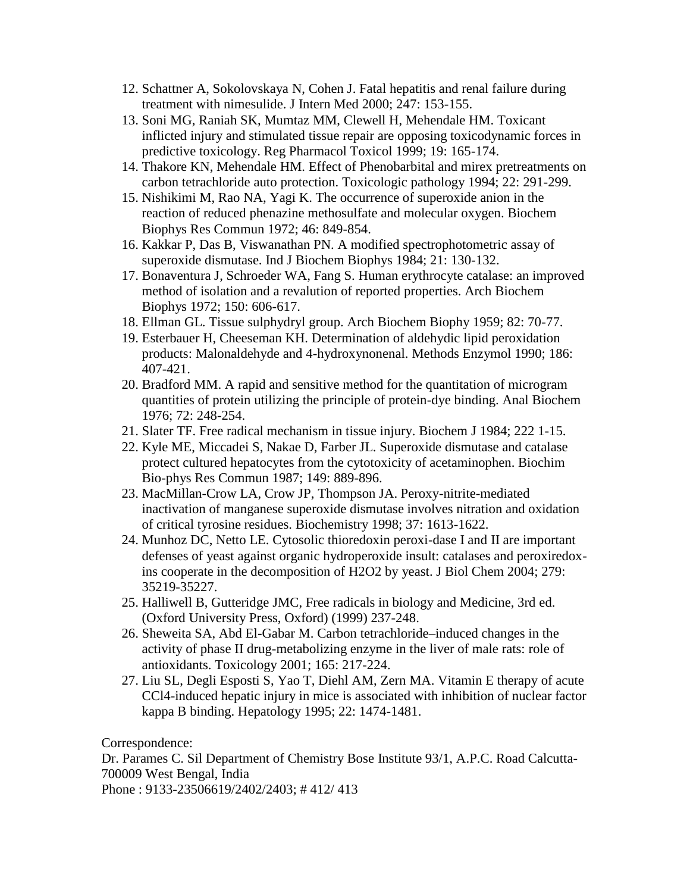12. Schattner A, Sokolovskaya N, Cohen J. Fatal hepatitis and renal failure during treatment with nimesulide. J Intern Med 2000; 247: 153-155.
13. Soni MG, Raniah SK, Mumtaz MM, Clewell H, Mehendale HM. Toxicant inflicted injury and stimulated tissue repair are opposing toxicodynamic forces in predictive toxicology. Reg Pharmacol Toxicol 1999; 19: 165-174.
14. Thakore KN, Mehendale HM. Effect of Phenobarbital and mirex pretreatments on carbon tetrachloride auto protection. Toxicologic pathology 1994; 22: 291-299.
15. Nishikimi M, Rao NA, Yagi K. The occurrence of superoxide anion in the reaction of reduced phenazine methosulfate and molecular oxygen. Biochem Biophys Res Commun 1972; 46: 849-854.
16. Kakkar P, Das B, Viswanathan PN. A modified spectrophotometric assay of superoxide dismutase. Ind J Biochem Biophys 1984; 21: 130-132.
17. Bonaventura J, Schroeder WA, Fang S. Human erythrocyte catalase: an improved method of isolation and a revalution of reported properties. Arch Biochem Biophys 1972; 150: 606-617.
18. Ellman GL. Tissue sulphydryl group. Arch Biochem Biophy 1959; 82: 70-77.
19. Esterbauer H, Cheeseman KH. Determination of aldehydic lipid peroxidation products: Malonaldehyde and 4-hydroxynonenal. Methods Enzymol 1990; 186: 407-421.
20. Bradford MM. A rapid and sensitive method for the quantitation of microgram quantities of protein utilizing the principle of protein-dye binding. Anal Biochem 1976; 72: 248-254.
21. Slater TF. Free radical mechanism in tissue injury. Biochem J 1984; 222 1-15.
22. Kyle ME, Miccadei S, Nakae D, Farber JL. Superoxide dismutase and catalase protect cultured hepatocytes from the cytotoxicity of acetaminophen. Biochim Bio-phys Res Commun 1987; 149: 889-896.
23. MacMillan-Crow LA, Crow JP, Thompson JA. Peroxy-nitrite-mediated inactivation of manganese superoxide dismutase involves nitration and oxidation of critical tyrosine residues. Biochemistry 1998; 37: 1613-1622.
24. Munhoz DC, Netto LE. Cytosolic thioredoxin peroxi-dase I and II are important defenses of yeast against organic hydroperoxide insult: catalases and peroxiredox-ins cooperate in the decomposition of H2O2 by yeast. J Biol Chem 2004; 279: 35219-35227.
25. Halliwell B, Gutteridge JMC, Free radicals in biology and Medicine, 3rd ed. (Oxford University Press, Oxford) (1999) 237-248.
26. Sheweita SA, Abd El-Gabar M. Carbon tetrachloride–induced changes in the activity of phase II drug-metabolizing enzyme in the liver of male rats: role of antioxidants. Toxicology 2001; 165: 217-224.
27. Liu SL, Degli Esposti S, Yao T, Diehl AM, Zern MA. Vitamin E therapy of acute CCl4-induced hepatic injury in mice is associated with inhibition of nuclear factor kappa B binding. Hepatology 1995; 22: 1474-1481.

Correspondence:
Dr. Parames C. Sil Department of Chemistry Bose Institute 93/1, A.P.C. Road Calcutta-700009 West Bengal, India
Phone : 9133-23506619/2402/2403; # 412/ 413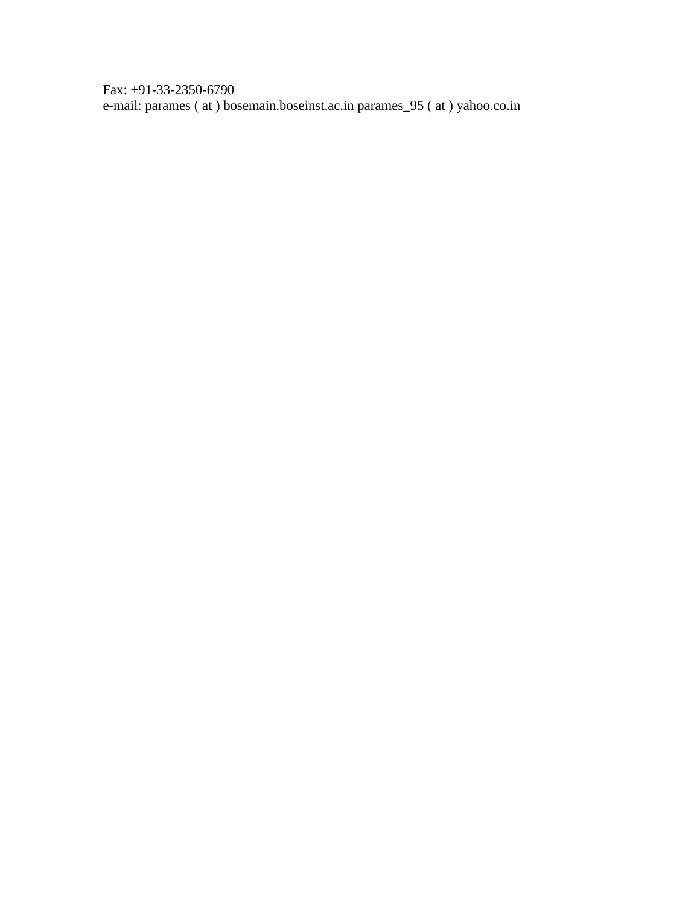Fax: +91-33-2350-6790

e-mail: parames ( at ) bosemain.boseinst.ac.in parames_95 ( at ) yahoo.co.in